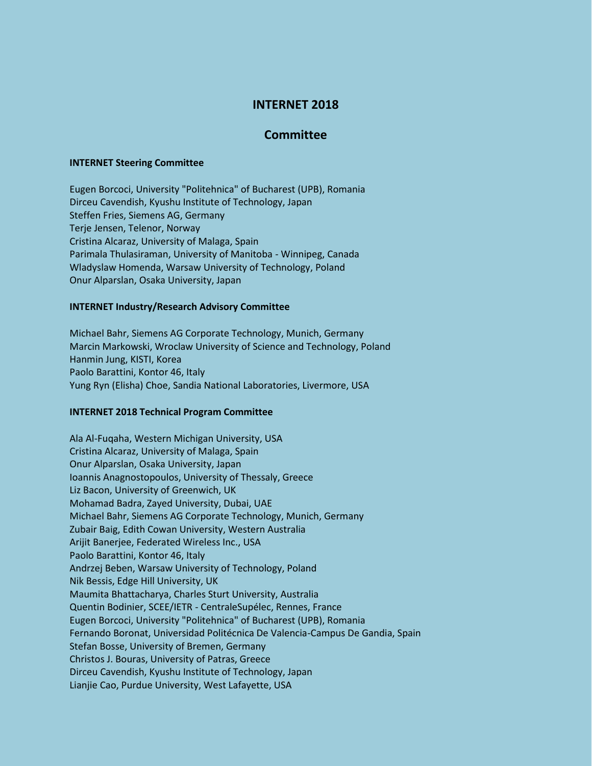# INTERNET 2018

## Committee

### INTERNET Steering Committee

Eugen Borcoci, University "Politehnica" of Bucharest (UPB), Romania
Dirceu Cavendish, Kyushu Institute of Technology, Japan
Steffen Fries, Siemens AG, Germany
Terje Jensen, Telenor, Norway
Cristina Alcaraz, University of Malaga, Spain
Parimala Thulasiraman, University of Manitoba - Winnipeg, Canada
Wladyslaw Homenda, Warsaw University of Technology, Poland
Onur Alparslan, Osaka University, Japan

### INTERNET Industry/Research Advisory Committee

Michael Bahr, Siemens AG Corporate Technology, Munich, Germany
Marcin Markowski, Wroclaw University of Science and Technology, Poland
Hanmin Jung, KISTI, Korea
Paolo Barattini, Kontor 46, Italy
Yung Ryn (Elisha) Choe, Sandia National Laboratories, Livermore, USA

### INTERNET 2018 Technical Program Committee

Ala Al-Fuqaha, Western Michigan University, USA
Cristina Alcaraz, University of Malaga, Spain
Onur Alparslan, Osaka University, Japan
Ioannis Anagnostopoulos, University of Thessaly, Greece
Liz Bacon, University of Greenwich, UK
Mohamad Badra, Zayed University, Dubai, UAE
Michael Bahr, Siemens AG Corporate Technology, Munich, Germany
Zubair Baig, Edith Cowan University, Western Australia
Arijit Banerjee, Federated Wireless Inc., USA
Paolo Barattini, Kontor 46, Italy
Andrzej Beben, Warsaw University of Technology, Poland
Nik Bessis, Edge Hill University, UK
Maumita Bhattacharya, Charles Sturt University, Australia
Quentin Bodinier, SCEE/IETR - CentraleSupélec, Rennes, France
Eugen Borcoci, University "Politehnica" of Bucharest (UPB), Romania
Fernando Boronat, Universidad Politécnica De Valencia-Campus De Gandia, Spain
Stefan Bosse, University of Bremen, Germany
Christos J. Bouras, University of Patras, Greece
Dirceu Cavendish, Kyushu Institute of Technology, Japan
Lianjie Cao, Purdue University, West Lafayette, USA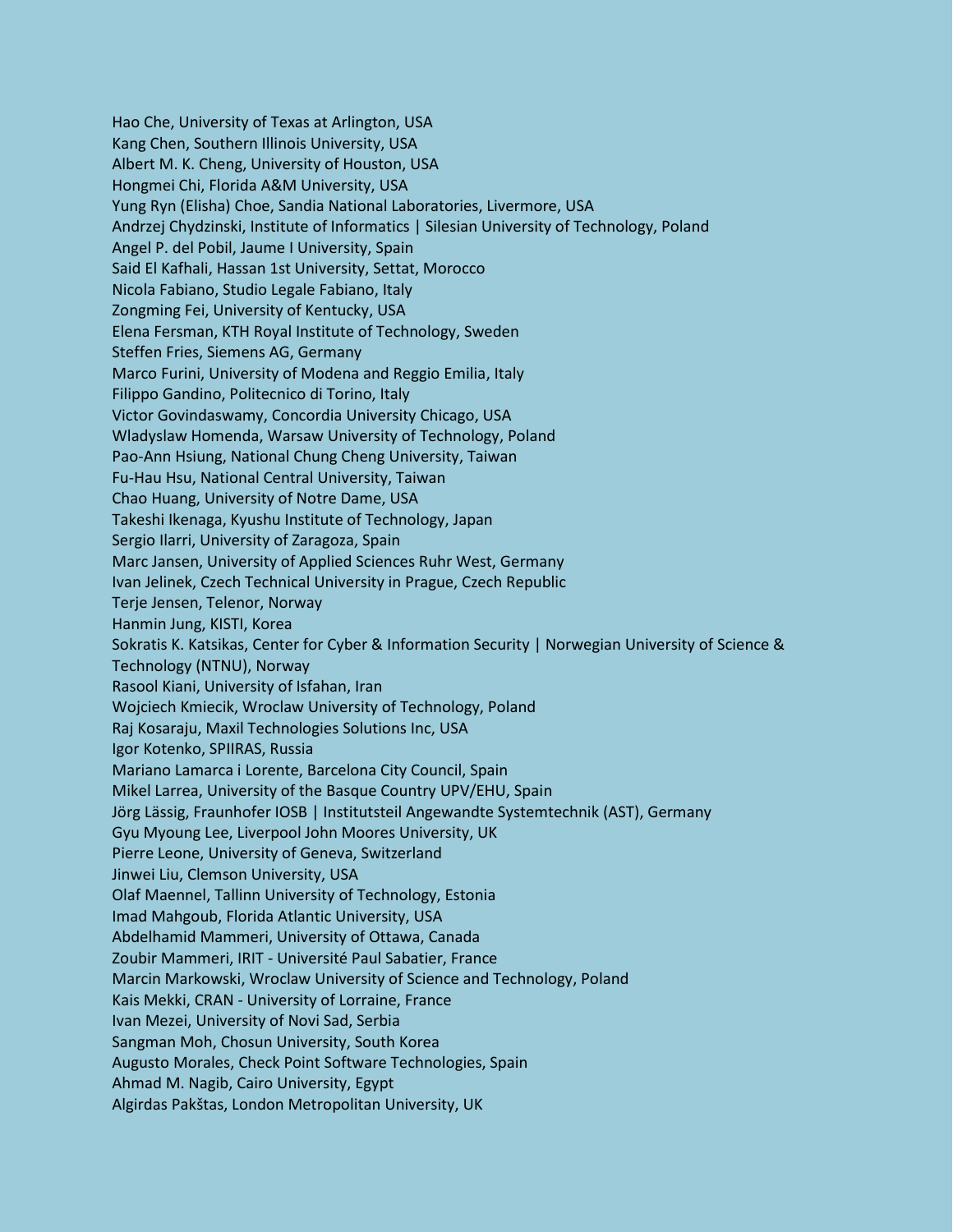Hao Che, University of Texas at Arlington, USA
Kang Chen, Southern Illinois University, USA
Albert M. K. Cheng, University of Houston, USA
Hongmei Chi, Florida A&M University, USA
Yung Ryn (Elisha) Choe, Sandia National Laboratories, Livermore, USA
Andrzej Chydzinski, Institute of Informatics | Silesian University of Technology, Poland
Angel P. del Pobil, Jaume I University, Spain
Said El Kafhali, Hassan 1st University, Settat, Morocco
Nicola Fabiano, Studio Legale Fabiano, Italy
Zongming Fei, University of Kentucky, USA
Elena Fersman, KTH Royal Institute of Technology, Sweden
Steffen Fries, Siemens AG, Germany
Marco Furini, University of Modena and Reggio Emilia, Italy
Filippo Gandino, Politecnico di Torino, Italy
Victor Govindaswamy, Concordia University Chicago, USA
Wladyslaw Homenda, Warsaw University of Technology, Poland
Pao-Ann Hsiung, National Chung Cheng University, Taiwan
Fu-Hau Hsu, National Central University, Taiwan
Chao Huang, University of Notre Dame, USA
Takeshi Ikenaga, Kyushu Institute of Technology, Japan
Sergio Ilarri, University of Zaragoza, Spain
Marc Jansen, University of Applied Sciences Ruhr West, Germany
Ivan Jelinek, Czech Technical University in Prague, Czech Republic
Terje Jensen, Telenor, Norway
Hanmin Jung, KISTI, Korea
Sokratis K. Katsikas, Center for Cyber & Information Security | Norwegian University of Science & Technology (NTNU), Norway
Rasool Kiani, University of Isfahan, Iran
Wojciech Kmiecik, Wroclaw University of Technology, Poland
Raj Kosaraju, Maxil Technologies Solutions Inc, USA
Igor Kotenko, SPIIRAS, Russia
Mariano Lamarca i Lorente, Barcelona City Council, Spain
Mikel Larrea, University of the Basque Country UPV/EHU, Spain
Jörg Lässig, Fraunhofer IOSB | Institutsteil Angewandte Systemtechnik (AST), Germany
Gyu Myoung Lee, Liverpool John Moores University, UK
Pierre Leone, University of Geneva, Switzerland
Jinwei Liu, Clemson University, USA
Olaf Maennel, Tallinn University of Technology, Estonia
Imad Mahgoub, Florida Atlantic University, USA
Abdelhamid Mammeri, University of Ottawa, Canada
Zoubir Mammeri, IRIT - Université Paul Sabatier, France
Marcin Markowski, Wroclaw University of Science and Technology, Poland
Kais Mekki, CRAN - University of Lorraine, France
Ivan Mezei, University of Novi Sad, Serbia
Sangman Moh, Chosun University, South Korea
Augusto Morales, Check Point Software Technologies, Spain
Ahmad M. Nagib, Cairo University, Egypt
Algirdas Pakštas, London Metropolitan University, UK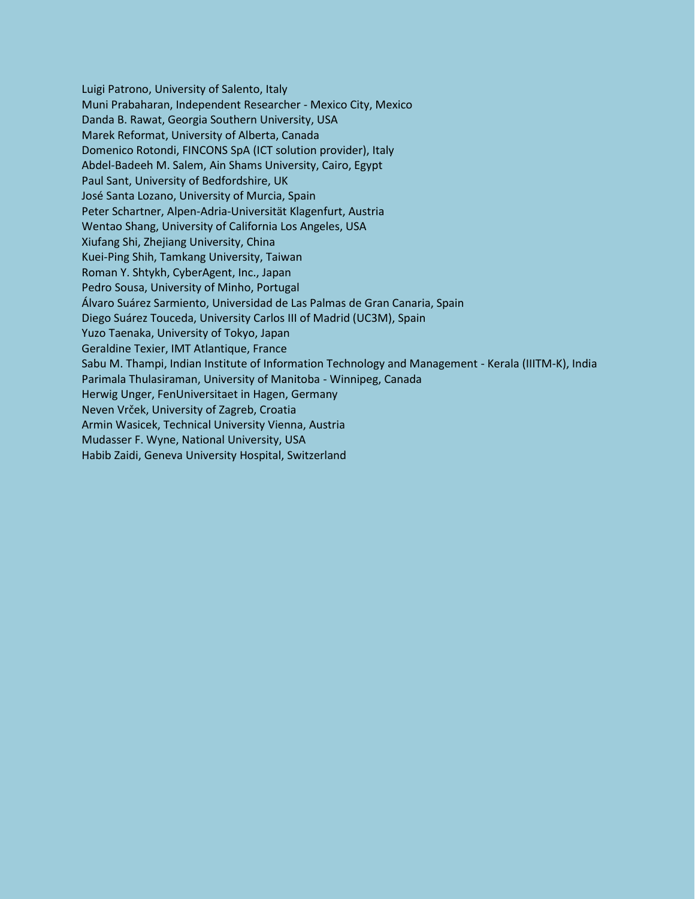Luigi Patrono, University of Salento, Italy
Muni Prabaharan, Independent Researcher - Mexico City, Mexico
Danda B. Rawat, Georgia Southern University, USA
Marek Reformat, University of Alberta, Canada
Domenico Rotondi, FINCONS SpA (ICT solution provider), Italy
Abdel-Badeeh M. Salem, Ain Shams University, Cairo, Egypt
Paul Sant, University of Bedfordshire, UK
José Santa Lozano, University of Murcia, Spain
Peter Schartner, Alpen-Adria-Universität Klagenfurt, Austria
Wentao Shang, University of California Los Angeles, USA
Xiufang Shi, Zhejiang University, China
Kuei-Ping Shih, Tamkang University, Taiwan
Roman Y. Shtykh, CyberAgent, Inc., Japan
Pedro Sousa, University of Minho, Portugal
Álvaro Suárez Sarmiento, Universidad de Las Palmas de Gran Canaria, Spain
Diego Suárez Touceda, University Carlos III of Madrid (UC3M), Spain
Yuzo Taenaka, University of Tokyo, Japan
Geraldine Texier, IMT Atlantique, France
Sabu M. Thampi, Indian Institute of Information Technology and Management - Kerala (IIITM-K), India
Parimala Thulasiraman, University of Manitoba - Winnipeg, Canada
Herwig Unger, FenUniversitaet in Hagen, Germany
Neven Vrček, University of Zagreb, Croatia
Armin Wasicek, Technical University Vienna, Austria
Mudasser F. Wyne, National University, USA
Habib Zaidi, Geneva University Hospital, Switzerland